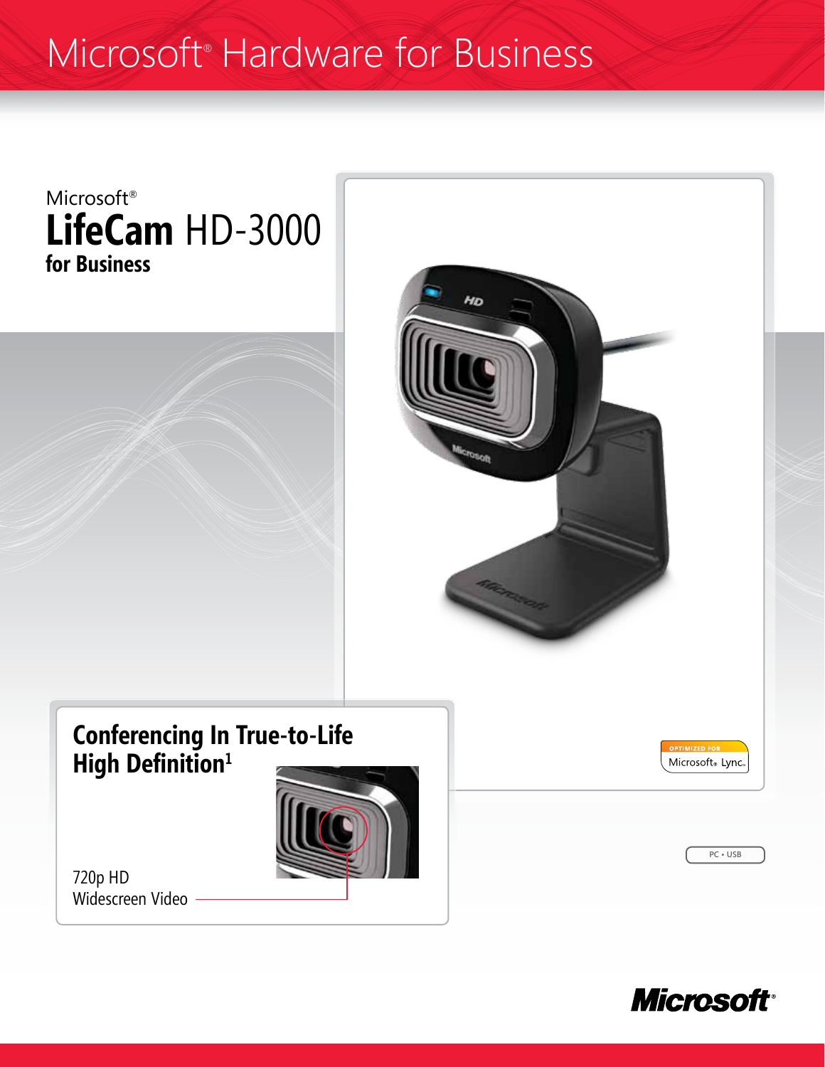# Microsoft® Hardware for Business

Microsoft®

## LifeCam HD-3000 for Business

### Conferencing In True-to-Life High Definition[1]

720p HD Widescreen Video

OPTIMIZED FOR Microsoft® Lync™

PC • USB

Microsoft®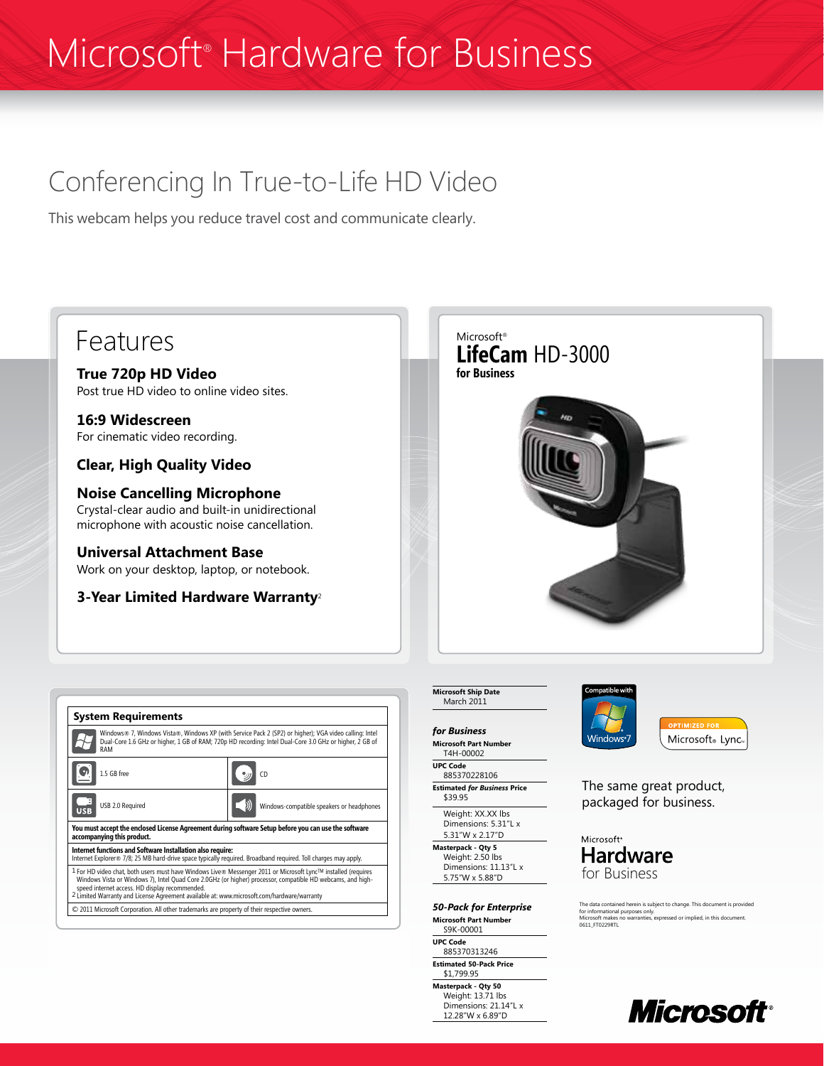# Microsoft® Hardware for Business

## Conferencing In True-to-Life HD Video

This webcam helps you reduce travel cost and communicate clearly.

## Features

**True 720p HD Video**
Post true HD video to online video sites.

**16:9 Widescreen**
For cinematic video recording.

**Clear, High Quality Video**

**Noise Cancelling Microphone**
Crystal-clear audio and built-in unidirectional microphone with acoustic noise cancellation.

**Universal Attachment Base**
Work on your desktop, laptop, or notebook.

**3-Year Limited Hardware Warranty**[2]

Microsoft®
**LifeCam HD-3000**
**for Business**

### System Requirements

| | |
|---|---|
| Windows® 7, Windows Vista®, Windows XP (with Service Pack 2 (SP2) or higher); VGA video calling: Intel Dual-Core 1.6 GHz or higher, 1 GB of RAM; 720p HD recording: Intel Dual-Core 3.0 GHz or higher, 2 GB of RAM | |
| 1.5 GB free | CD |
| USB 2.0 Required | Windows-compatible speakers or headphones |

**You must accept the enclosed License Agreement during software Setup before you can use the software accompanying this product.**

**Internet functions and Software Installation also require:**
Internet Explorer® 7/8; 25 MB hard-drive space typically required. Broadband required. Toll charges may apply.

1 For HD video chat, both users must have Windows Live® Messenger 2011 or Microsoft Lync™ installed (requires Windows Vista or Windows 7), Intel Quad Core 2.0GHz (or higher) processor, compatible HD webcams, and high-speed internet access. HD display recommended.
2 Limited Warranty and License Agreement available at: www.microsoft.com/hardware/warranty

© 2011 Microsoft Corporation. All other trademarks are property of their respective owners.

**Microsoft Ship Date**
March 2011

***for Business***

**Microsoft Part Number**
T4H-00002

**UPC Code**
885370228106

**Estimated *for Business* Price**
$39.95

Weight: XX.XX lbs
Dimensions: 5.31"L x 5.31"W x 2.17"D

**Masterpack - Qty 5**
Weight: 2.50 lbs
Dimensions: 11.13"L x 5.75"W x 5.88"D

***50-Pack for Enterprise***

**Microsoft Part Number**
S9K-00001

**UPC Code**
885370313246

**Estimated 50-Pack Price**
$1,799.95

**Masterpack - Qty 50**
Weight: 13.71 lbs
Dimensions: 21.14"L x 12.28"W x 6.89"D

Compatible with Windows®7

OPTIMIZED FOR Microsoft® Lync™

The same great product, packaged for business.

Microsoft®
**Hardware**
for Business

The data contained herein is subject to change. This document is provided for informational purposes only.
Microsoft makes no warranties, expressed or implied, in this document.
0611_FT0229RTL

**Microsoft®**